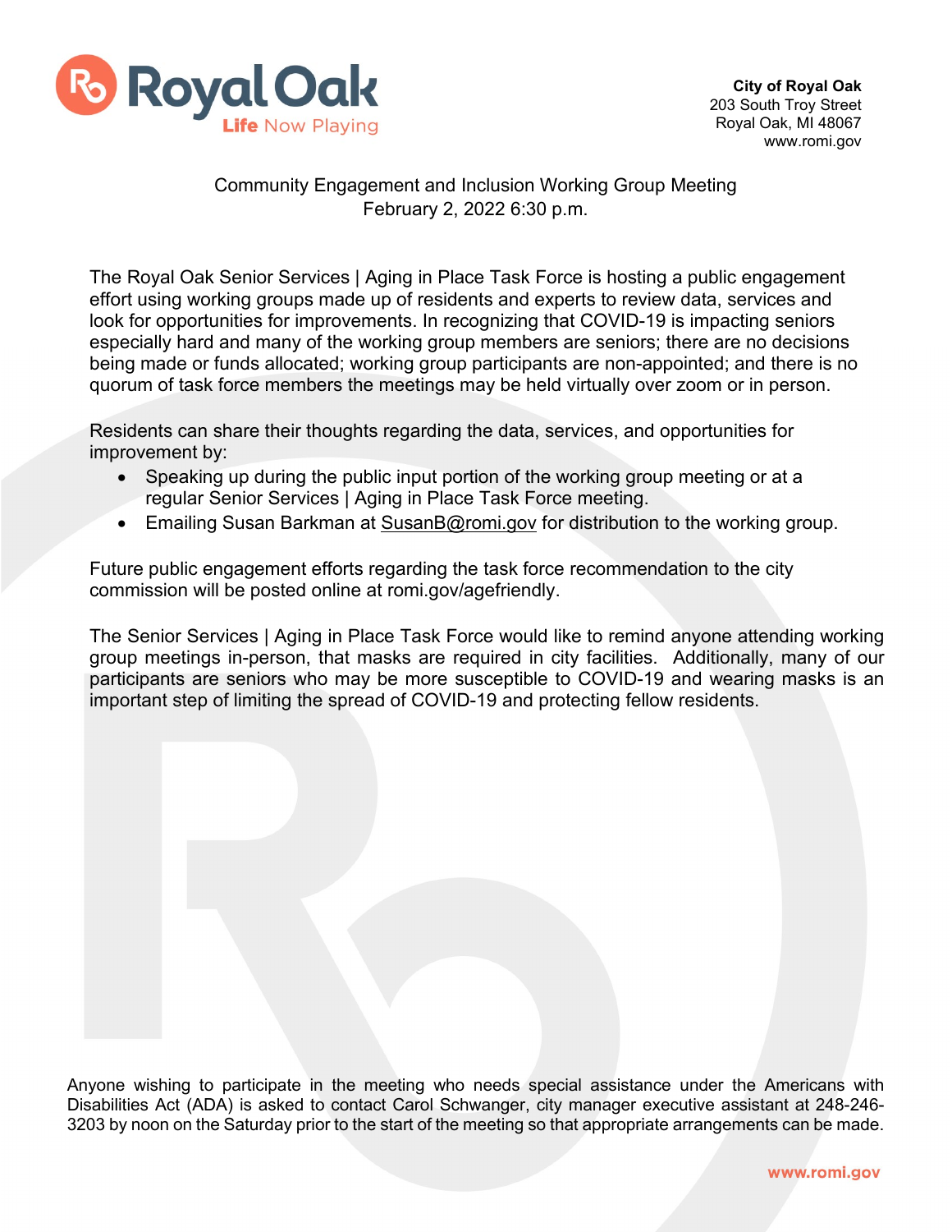Royal Oak
Life Now Playing

**City of Royal Oak**
203 South Troy Street
Royal Oak, MI 48067
www.romi.gov

Community Engagement and Inclusion Working Group Meeting
February 2, 2022 6:30 p.m.

The Royal Oak Senior Services | Aging in Place Task Force is hosting a public engagement effort using working groups made up of residents and experts to review data, services and look for opportunities for improvements. In recognizing that COVID-19 is impacting seniors especially hard and many of the working group members are seniors; there are no decisions being made or funds allocated; working group participants are non-appointed; and there is no quorum of task force members the meetings may be held virtually over zoom or in person.

Residents can share their thoughts regarding the data, services, and opportunities for improvement by:

- Speaking up during the public input portion of the working group meeting or at a regular Senior Services | Aging in Place Task Force meeting.
- Emailing Susan Barkman at SusanB@romi.gov for distribution to the working group.

Future public engagement efforts regarding the task force recommendation to the city commission will be posted online at romi.gov/agefriendly.

The Senior Services | Aging in Place Task Force would like to remind anyone attending working group meetings in-person, that masks are required in city facilities. Additionally, many of our participants are seniors who may be more susceptible to COVID-19 and wearing masks is an important step of limiting the spread of COVID-19 and protecting fellow residents.

Anyone wishing to participate in the meeting who needs special assistance under the Americans with Disabilities Act (ADA) is asked to contact Carol Schwanger, city manager executive assistant at 248-246-3203 by noon on the Saturday prior to the start of the meeting so that appropriate arrangements can be made.

www.romi.gov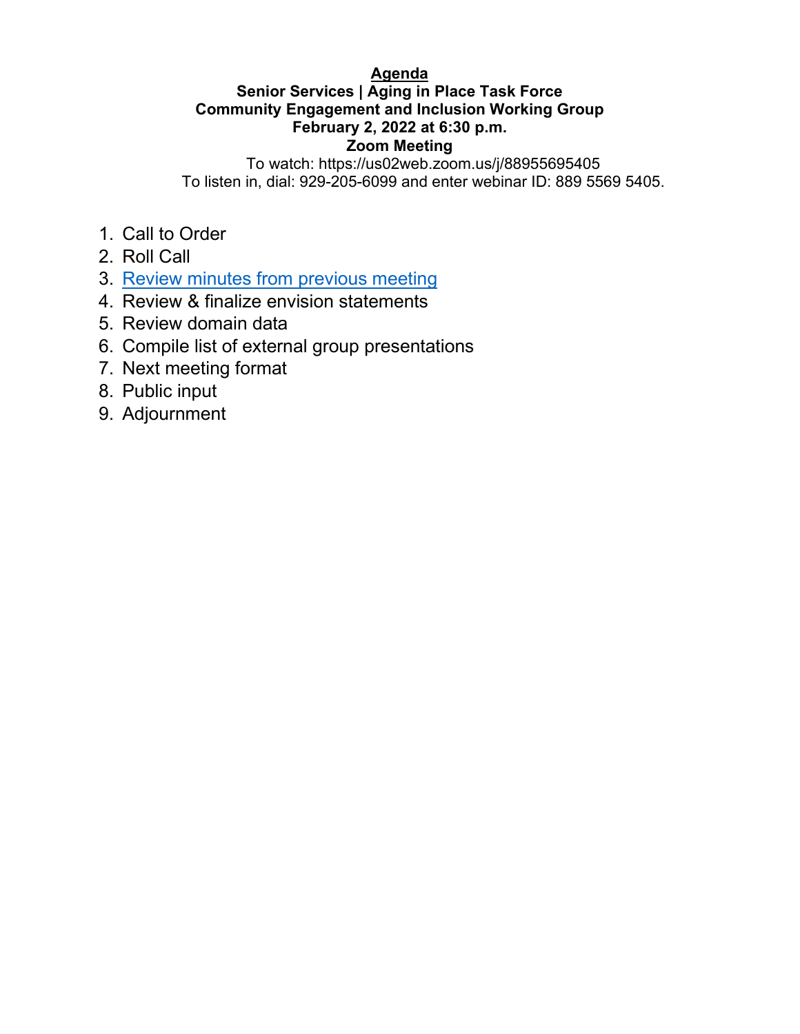**Agenda**

**Senior Services | Aging in Place Task Force**
**Community Engagement and Inclusion Working Group**
**February 2, 2022 at 6:30 p.m.**
**Zoom Meeting**

To watch: https://us02web.zoom.us/j/88955695405
To listen in, dial: 929-205-6099 and enter webinar ID: 889 5569 5405.

1. Call to Order
2. Roll Call
3. Review minutes from previous meeting
4. Review & finalize envision statements
5. Review domain data
6. Compile list of external group presentations
7. Next meeting format
8. Public input
9. Adjournment